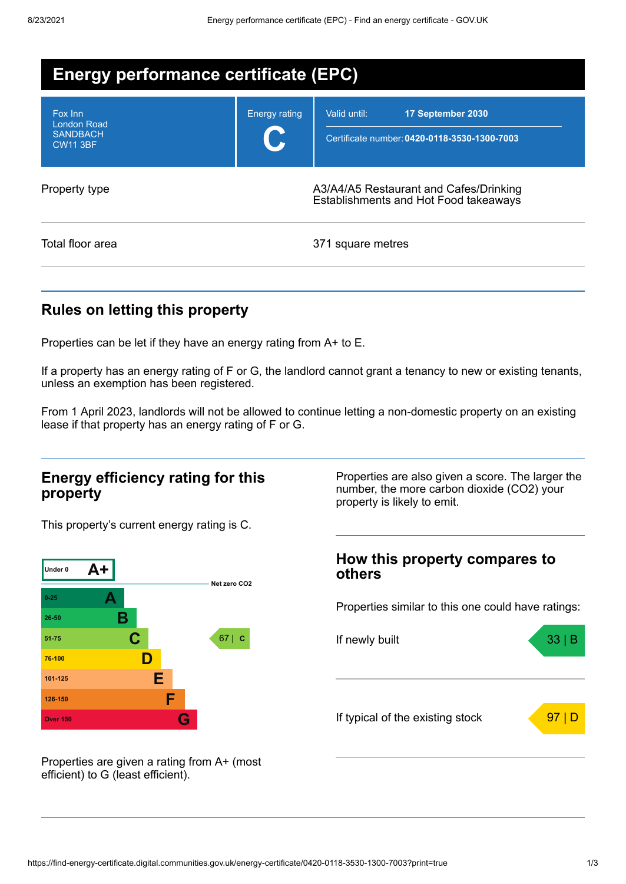# Energy performance certificate (EPC)

| | |
|---|---|
| Fox Inn<br>London Road<br>SANDBACH<br>CW11 3BF | Energy rating<br>**C** |
| Valid until: | **17 September 2030** |
| Certificate number: | **0420-0118-3530-1300-7003** |

| | |
|---|---|
| Property type | A3/A4/A5 Restaurant and Cafes/Drinking Establishments and Hot Food takeaways |
| Total floor area | 371 square metres |

## Rules on letting this property

Properties can be let if they have an energy rating from A+ to E.

If a property has an energy rating of F or G, the landlord cannot grant a tenancy to new or existing tenants, unless an exemption has been registered.

From 1 April 2023, landlords will not be allowed to continue letting a non-domestic property on an existing lease if that property has an energy rating of F or G.

## Energy efficiency rating for this property

This property's current energy rating is C.

| Score | Rating |
|---|---|
| Under 0 | A+ |
| 0-25 | A |
| 26-50 | B |
| 51-75 | C |
| 76-100 | D |
| 101-125 | E |
| 126-150 | F |
| Over 150 | G |

Net zero CO2

This property: 67 | C

Properties are given a rating from A+ (most efficient) to G (least efficient).

Properties are also given a score. The larger the number, the more carbon dioxide ($CO_2$) your property is likely to emit.

## How this property compares to others

Properties similar to this one could have ratings:

| | |
|---|---|
| If newly built | 33 \| B |
| If typical of the existing stock | 97 \| D |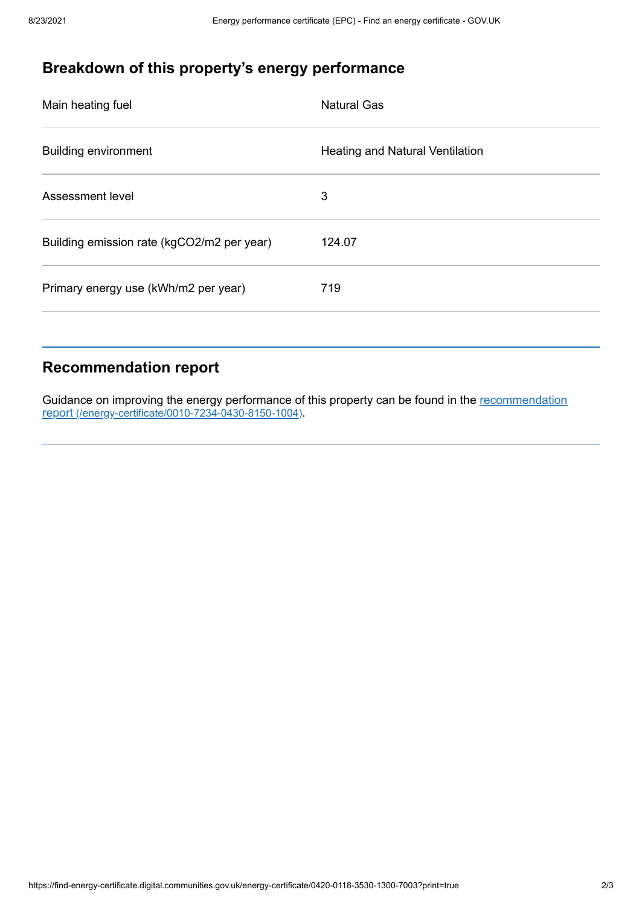## Breakdown of this property's energy performance

| | |
|---|---|
| Main heating fuel | Natural Gas |
| Building environment | Heating and Natural Ventilation |
| Assessment level | 3 |
| Building emission rate (kgCO2/m2 per year) | 124.07 |
| Primary energy use (kWh/m2 per year) | 719 |

## Recommendation report

Guidance on improving the energy performance of this property can be found in the [recommendation report (/energy-certificate/0010-7234-0430-8150-1004)](/energy-certificate/0010-7234-0430-8150-1004).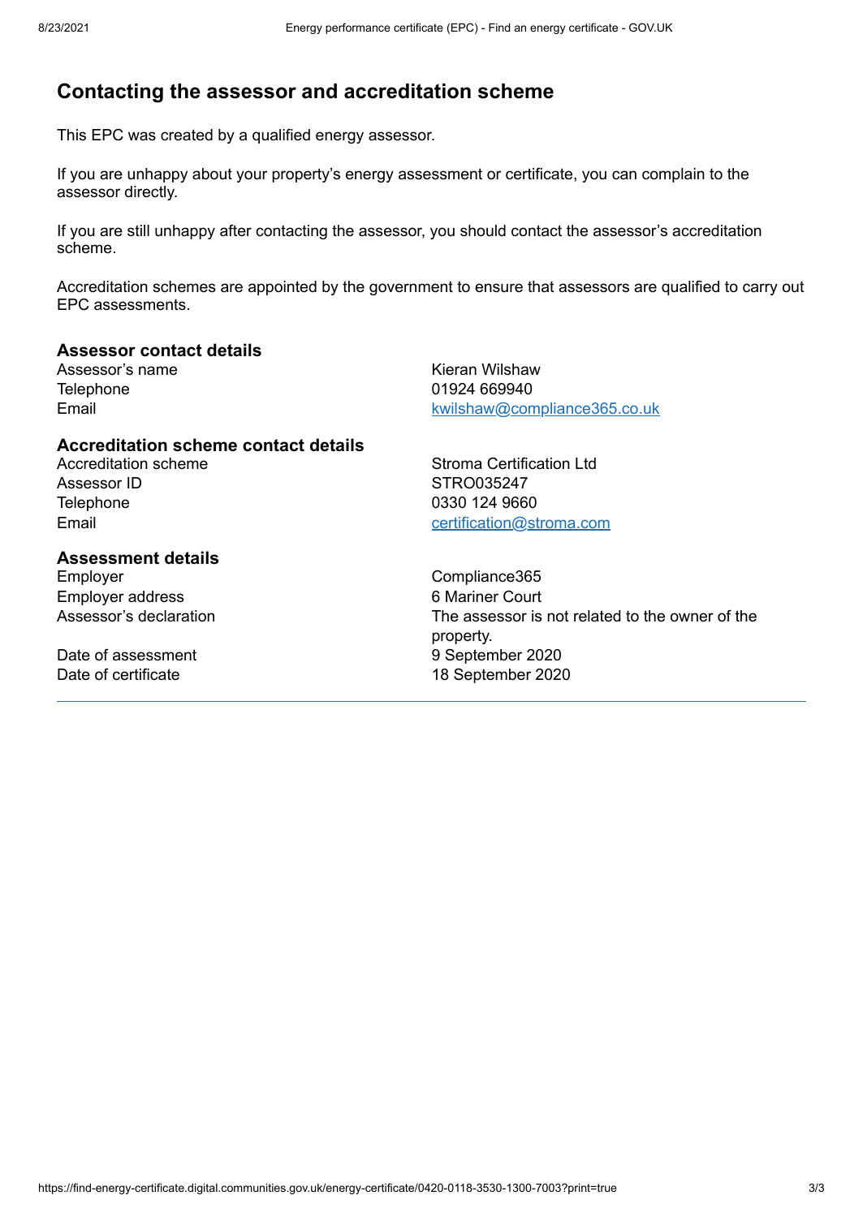## Contacting the assessor and accreditation scheme

This EPC was created by a qualified energy assessor.

If you are unhappy about your property's energy assessment or certificate, you can complain to the assessor directly.

If you are still unhappy after contacting the assessor, you should contact the assessor's accreditation scheme.

Accreditation schemes are appointed by the government to ensure that assessors are qualified to carry out EPC assessments.

### Assessor contact details

| | |
|---|---|
| Assessor's name | Kieran Wilshaw |
| Telephone | 01924 669940 |
| Email | kwilshaw@compliance365.co.uk |

### Accreditation scheme contact details

| | |
|---|---|
| Accreditation scheme | Stroma Certification Ltd |
| Assessor ID | STRO035247 |
| Telephone | 0330 124 9660 |
| Email | certification@stroma.com |

### Assessment details

| | |
|---|---|
| Employer | Compliance365 |
| Employer address | 6 Mariner Court |
| Assessor's declaration | The assessor is not related to the owner of the property. |
| Date of assessment | 9 September 2020 |
| Date of certificate | 18 September 2020 |